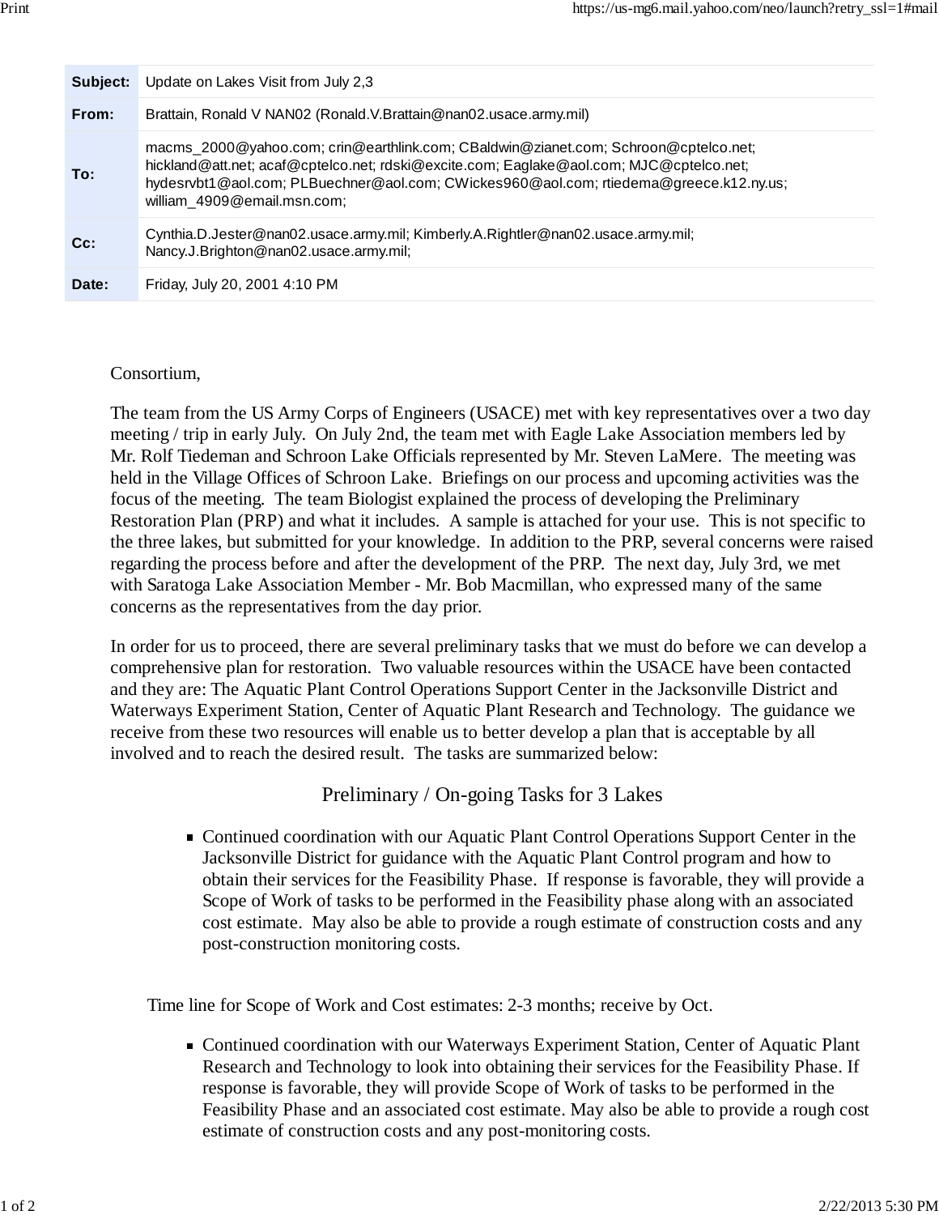| | |
|---|---|
| **Subject:** | Update on Lakes Visit from July 2,3 |
| **From:** | Brattain, Ronald V NAN02 (Ronald.V.Brattain@nan02.usace.army.mil) |
| **To:** | macms_2000@yahoo.com; crin@earthlink.com; CBaldwin@zianet.com; Schroon@cptelco.net; hickland@att.net; acaf@cptelco.net; rdski@excite.com; Eaglake@aol.com; MJC@cptelco.net; hydesrvbt1@aol.com; PLBuechner@aol.com; CWickes960@aol.com; rtiedema@greece.k12.ny.us; william_4909@email.msn.com; |
| **Cc:** | Cynthia.D.Jester@nan02.usace.army.mil; Kimberly.A.Rightler@nan02.usace.army.mil; Nancy.J.Brighton@nan02.usace.army.mil; |
| **Date:** | Friday, July 20, 2001 4:10 PM |

Consortium,

The team from the US Army Corps of Engineers (USACE) met with key representatives over a two day meeting / trip in early July. On July 2nd, the team met with Eagle Lake Association members led by Mr. Rolf Tiedeman and Schroon Lake Officials represented by Mr. Steven LaMere. The meeting was held in the Village Offices of Schroon Lake. Briefings on our process and upcoming activities was the focus of the meeting. The team Biologist explained the process of developing the Preliminary Restoration Plan (PRP) and what it includes. A sample is attached for your use. This is not specific to the three lakes, but submitted for your knowledge. In addition to the PRP, several concerns were raised regarding the process before and after the development of the PRP. The next day, July 3rd, we met with Saratoga Lake Association Member - Mr. Bob Macmillan, who expressed many of the same concerns as the representatives from the day prior.

In order for us to proceed, there are several preliminary tasks that we must do before we can develop a comprehensive plan for restoration. Two valuable resources within the USACE have been contacted and they are: The Aquatic Plant Control Operations Support Center in the Jacksonville District and Waterways Experiment Station, Center of Aquatic Plant Research and Technology. The guidance we receive from these two resources will enable us to better develop a plan that is acceptable by all involved and to reach the desired result. The tasks are summarized below:

## Preliminary / On-going Tasks for 3 Lakes

- Continued coordination with our Aquatic Plant Control Operations Support Center in the Jacksonville District for guidance with the Aquatic Plant Control program and how to obtain their services for the Feasibility Phase. If response is favorable, they will provide a Scope of Work of tasks to be performed in the Feasibility phase along with an associated cost estimate. May also be able to provide a rough estimate of construction costs and any post-construction monitoring costs.

Time line for Scope of Work and Cost estimates: 2-3 months; receive by Oct.

- Continued coordination with our Waterways Experiment Station, Center of Aquatic Plant Research and Technology to look into obtaining their services for the Feasibility Phase. If response is favorable, they will provide Scope of Work of tasks to be performed in the Feasibility Phase and an associated cost estimate. May also be able to provide a rough cost estimate of construction costs and any post-monitoring costs.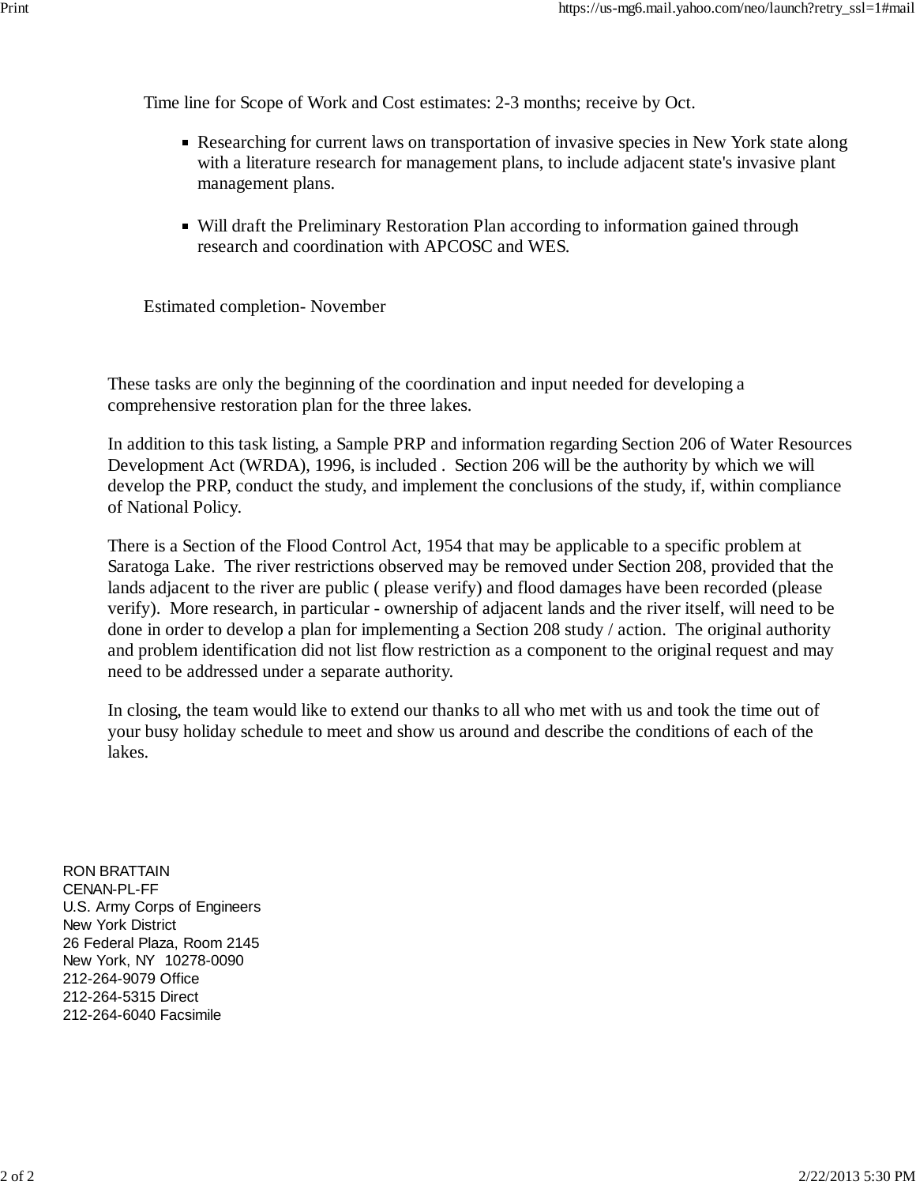Time line for Scope of Work and Cost estimates: 2-3 months; receive by Oct.

- Researching for current laws on transportation of invasive species in New York state along with a literature research for management plans, to include adjacent state's invasive plant management plans.

- Will draft the Preliminary Restoration Plan according to information gained through research and coordination with APCOSC and WES.

Estimated completion- November

These tasks are only the beginning of the coordination and input needed for developing a comprehensive restoration plan for the three lakes.

In addition to this task listing, a Sample PRP and information regarding Section 206 of Water Resources Development Act (WRDA), 1996, is included . Section 206 will be the authority by which we will develop the PRP, conduct the study, and implement the conclusions of the study, if, within compliance of National Policy.

There is a Section of the Flood Control Act, 1954 that may be applicable to a specific problem at Saratoga Lake. The river restrictions observed may be removed under Section 208, provided that the lands adjacent to the river are public ( please verify) and flood damages have been recorded (please verify). More research, in particular - ownership of adjacent lands and the river itself, will need to be done in order to develop a plan for implementing a Section 208 study / action. The original authority and problem identification did not list flow restriction as a component to the original request and may need to be addressed under a separate authority.

In closing, the team would like to extend our thanks to all who met with us and took the time out of your busy holiday schedule to meet and show us around and describe the conditions of each of the lakes.

RON BRATTAIN
CENAN-PL-FF
U.S. Army Corps of Engineers
New York District
26 Federal Plaza, Room 2145
New York, NY 10278-0090
212-264-9079 Office
212-264-5315 Direct
212-264-6040 Facsimile